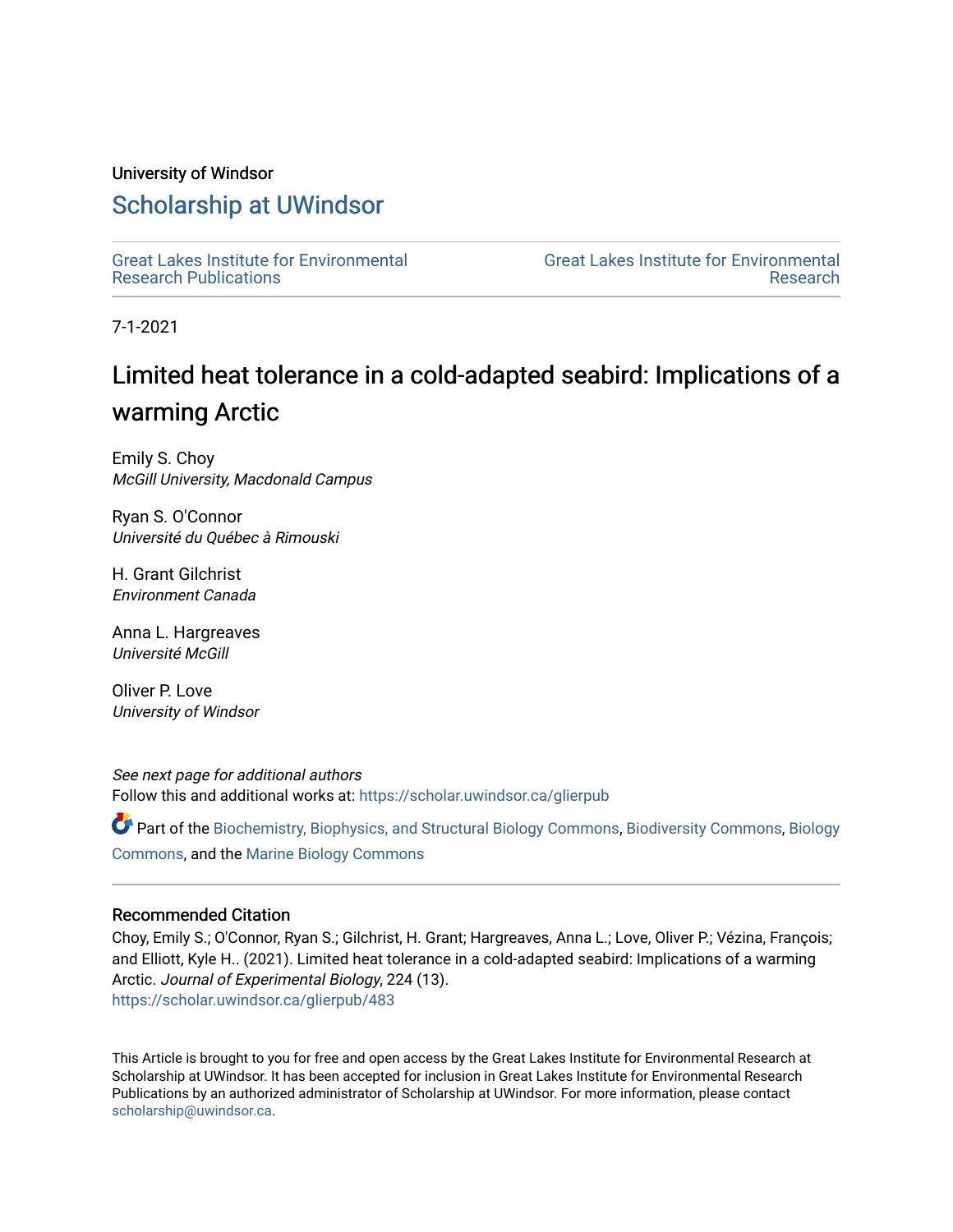University of Windsor

# Scholarship at UWindsor

Great Lakes Institute for Environmental Research Publications

Great Lakes Institute for Environmental Research

7-1-2021

# Limited heat tolerance in a cold-adapted seabird: Implications of a warming Arctic

Emily S. Choy
*McGill University, Macdonald Campus*

Ryan S. O'Connor
*Université du Québec à Rimouski*

H. Grant Gilchrist
*Environment Canada*

Anna L. Hargreaves
*Université McGill*

Oliver P. Love
*University of Windsor*

*See next page for additional authors*

Follow this and additional works at: https://scholar.uwindsor.ca/glierpub

Part of the Biochemistry, Biophysics, and Structural Biology Commons, Biodiversity Commons, Biology Commons, and the Marine Biology Commons

### Recommended Citation

Choy, Emily S.; O'Connor, Ryan S.; Gilchrist, H. Grant; Hargreaves, Anna L.; Love, Oliver P.; Vézina, François; and Elliott, Kyle H.. (2021). Limited heat tolerance in a cold-adapted seabird: Implications of a warming Arctic. *Journal of Experimental Biology*, 224 (13).
https://scholar.uwindsor.ca/glierpub/483

This Article is brought to you for free and open access by the Great Lakes Institute for Environmental Research at Scholarship at UWindsor. It has been accepted for inclusion in Great Lakes Institute for Environmental Research Publications by an authorized administrator of Scholarship at UWindsor. For more information, please contact scholarship@uwindsor.ca.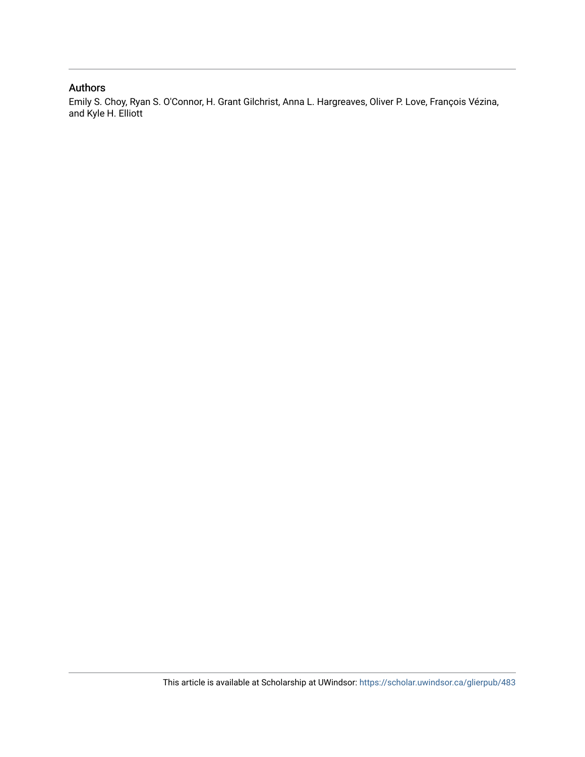## Authors

Emily S. Choy, Ryan S. O'Connor, H. Grant Gilchrist, Anna L. Hargreaves, Oliver P. Love, François Vézina, and Kyle H. Elliott

This article is available at Scholarship at UWindsor: https://scholar.uwindsor.ca/glierpub/483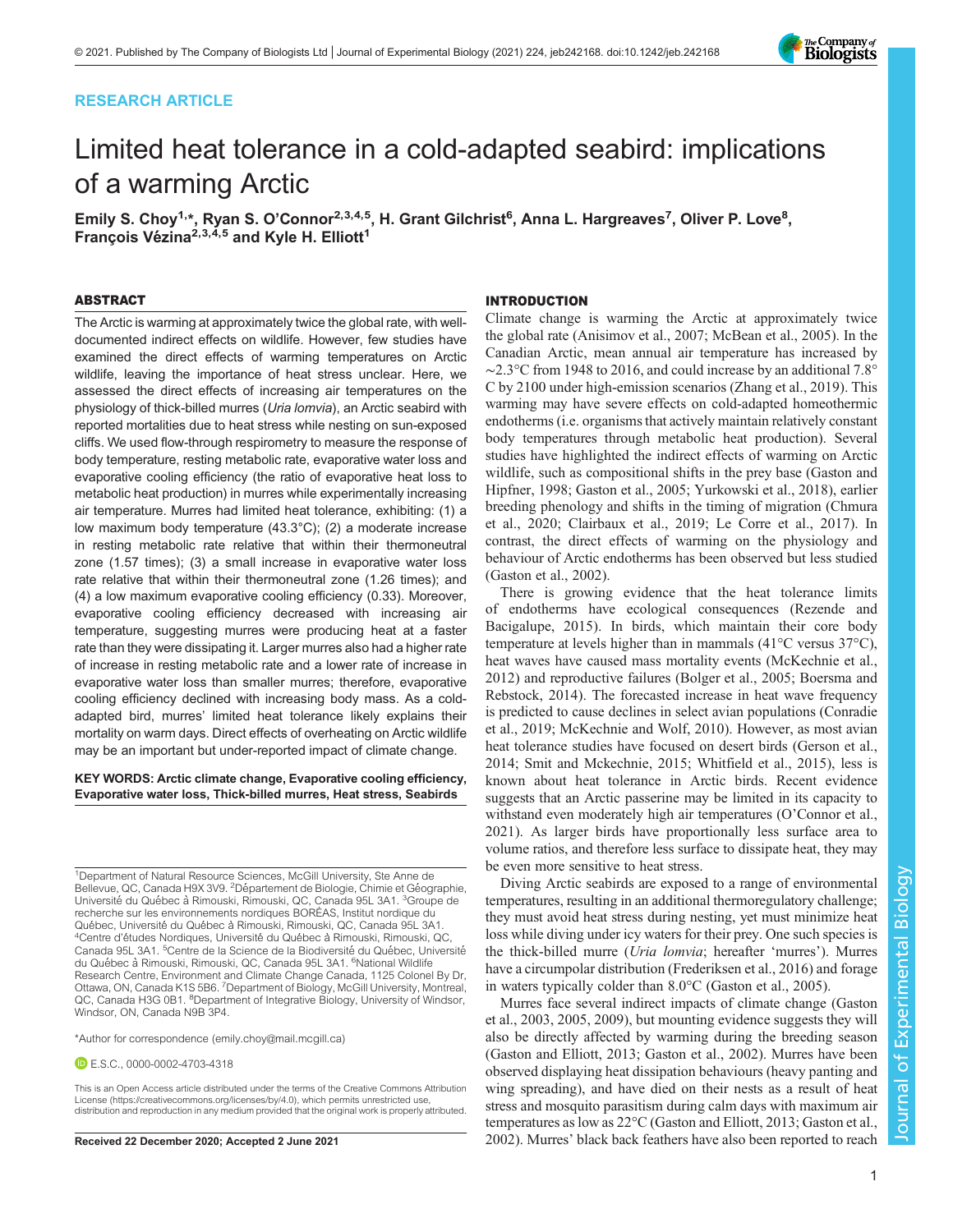# Limited heat tolerance in a cold-adapted seabird: implications of a warming Arctic

**Emily S. Choy[1,*], Ryan S. O'Connor[2,3,4,5], H. Grant Gilchrist[6], Anna L. Hargreaves[7], Oliver P. Love[8], François Vézina[2,3,4,5] and Kyle H. Elliott[1]**

## ABSTRACT

The Arctic is warming at approximately twice the global rate, with well-documented indirect effects on wildlife. However, few studies have examined the direct effects of warming temperatures on Arctic wildlife, leaving the importance of heat stress unclear. Here, we assessed the direct effects of increasing air temperatures on the physiology of thick-billed murres (*Uria lomvia*), an Arctic seabird with reported mortalities due to heat stress while nesting on sun-exposed cliffs. We used flow-through respirometry to measure the response of body temperature, resting metabolic rate, evaporative water loss and evaporative cooling efficiency (the ratio of evaporative heat loss to metabolic heat production) in murres while experimentally increasing air temperature. Murres had limited heat tolerance, exhibiting: (1) a low maximum body temperature (43.3°C); (2) a moderate increase in resting metabolic rate relative that within their thermoneutral zone (1.57 times); (3) a small increase in evaporative water loss rate relative that within their thermoneutral zone (1.26 times); and (4) a low maximum evaporative cooling efficiency (0.33). Moreover, evaporative cooling efficiency decreased with increasing air temperature, suggesting murres were producing heat at a faster rate than they were dissipating it. Larger murres also had a higher rate of increase in resting metabolic rate and a lower rate of increase in evaporative water loss than smaller murres; therefore, evaporative cooling efficiency declined with increasing body mass. As a cold-adapted bird, murres' limited heat tolerance likely explains their mortality on warm days. Direct effects of overheating on Arctic wildlife may be an important but under-reported impact of climate change.

**KEY WORDS: Arctic climate change, Evaporative cooling efficiency, Evaporative water loss, Thick-billed murres, Heat stress, Seabirds**

[1]Department of Natural Resource Sciences, McGill University, Ste Anne de Bellevue, QC, Canada H9X 3V9. [2]Département de Biologie, Chimie et Géographie, Université du Québec à Rimouski, Rimouski, QC, Canada 95L 3A1. [3]Groupe de recherche sur les environnements nordiques BORÉAS, Institut nordique du Québec, Université du Québec à Rimouski, Rimouski, QC, Canada 95L 3A1. [4]Centre d'études Nordiques, Université du Québec à Rimouski, Rimouski, QC, Canada 95L 3A1. [5]Centre de la Science de la Biodiversité du Québec, Université du Québec à Rimouski, Rimouski, QC, Canada 95L 3A1. [6]National Wildlife Research Centre, Environment and Climate Change Canada, 1125 Colonel By Dr, Ottawa, ON, Canada K1S 5B6. [7]Department of Biology, McGill University, Montreal, QC, Canada H3G 0B1. [8]Department of Integrative Biology, University of Windsor, Windsor, ON, Canada N9B 3P4.

*Author for correspondence (emily.choy@mail.mcgill.ca)

E.S.C., 0000-0002-4703-4318

This is an Open Access article distributed under the terms of the Creative Commons Attribution License (https://creativecommons.org/licenses/by/4.0), which permits unrestricted use, distribution and reproduction in any medium provided that the original work is properly attributed.

Received 22 December 2020; Accepted 2 June 2021

## INTRODUCTION

Climate change is warming the Arctic at approximately twice the global rate (Anisimov et al., 2007; McBean et al., 2005). In the Canadian Arctic, mean annual air temperature has increased by ~2.3°C from 1948 to 2016, and could increase by an additional 7.8°C by 2100 under high-emission scenarios (Zhang et al., 2019). This warming may have severe effects on cold-adapted homeothermic endotherms (i.e. organisms that actively maintain relatively constant body temperatures through metabolic heat production). Several studies have highlighted the indirect effects of warming on Arctic wildlife, such as compositional shifts in the prey base (Gaston and Hipfner, 1998; Gaston et al., 2005; Yurkowski et al., 2018), earlier breeding phenology and shifts in the timing of migration (Chmura et al., 2020; Clairbaux et al., 2019; Le Corre et al., 2017). In contrast, the direct effects of warming on the physiology and behaviour of Arctic endotherms has been observed but less studied (Gaston et al., 2002).

There is growing evidence that the heat tolerance limits of endotherms have ecological consequences (Rezende and Bacigalupe, 2015). In birds, which maintain their core body temperature at levels higher than in mammals (41°C versus 37°C), heat waves have caused mass mortality events (McKechnie et al., 2012) and reproductive failures (Bolger et al., 2005; Boersma and Rebstock, 2014). The forecasted increase in heat wave frequency is predicted to cause declines in select avian populations (Conradie et al., 2019; McKechnie and Wolf, 2010). However, as most avian heat tolerance studies have focused on desert birds (Gerson et al., 2014; Smit and Mckechnie, 2015; Whitfield et al., 2015), less is known about heat tolerance in Arctic birds. Recent evidence suggests that an Arctic passerine may be limited in its capacity to withstand even moderately high air temperatures (O'Connor et al., 2021). As larger birds have proportionally less surface area to volume ratios, and therefore less surface to dissipate heat, they may be even more sensitive to heat stress.

Diving Arctic seabirds are exposed to a range of environmental temperatures, resulting in an additional thermoregulatory challenge; they must avoid heat stress during nesting, yet must minimize heat loss while diving under icy waters for their prey. One such species is the thick-billed murre (*Uria lomvia*; hereafter 'murres'). Murres have a circumpolar distribution (Frederiksen et al., 2016) and forage in waters typically colder than 8.0°C (Gaston et al., 2005).

Murres face several indirect impacts of climate change (Gaston et al., 2003, 2005, 2009), but mounting evidence suggests they will also be directly affected by warming during the breeding season (Gaston and Elliott, 2013; Gaston et al., 2002). Murres have been observed displaying heat dissipation behaviours (heavy panting and wing spreading), and have died on their nests as a result of heat stress and mosquito parasitism during calm days with maximum air temperatures as low as 22°C (Gaston and Elliott, 2013; Gaston et al., 2002). Murres' black back feathers have also been reported to reach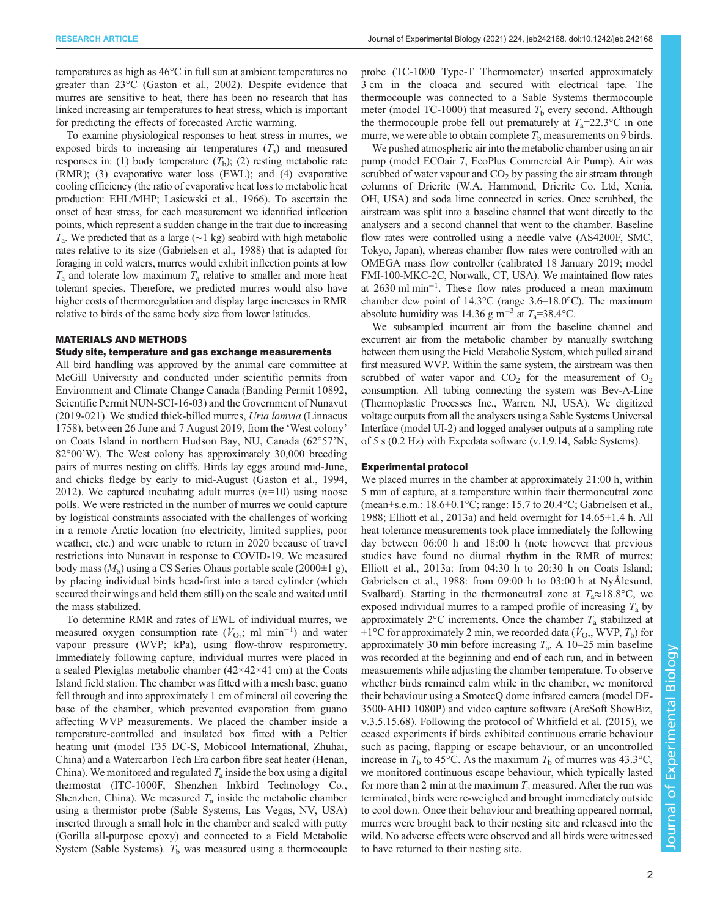temperatures as high as 46°C in full sun at ambient temperatures no greater than 23°C (Gaston et al., 2002). Despite evidence that murres are sensitive to heat, there has been no research that has linked increasing air temperatures to heat stress, which is important for predicting the effects of forecasted Arctic warming.

To examine physiological responses to heat stress in murres, we exposed birds to increasing air temperatures ($T_a$) and measured responses in: (1) body temperature ($T_b$); (2) resting metabolic rate (RMR); (3) evaporative water loss (EWL); and (4) evaporative cooling efficiency (the ratio of evaporative heat loss to metabolic heat production: EHL/MHP; Lasiewski et al., 1966). To ascertain the onset of heat stress, for each measurement we identified inflection points, which represent a sudden change in the trait due to increasing $T_a$. We predicted that as a large (∼1 kg) seabird with high metabolic rates relative to its size (Gabrielsen et al., 1988) that is adapted for foraging in cold waters, murres would exhibit inflection points at low $T_a$ and tolerate low maximum $T_a$ relative to smaller and more heat tolerant species. Therefore, we predicted murres would also have higher costs of thermoregulation and display large increases in RMR relative to birds of the same body size from lower latitudes.

## MATERIALS AND METHODS

### Study site, temperature and gas exchange measurements

All bird handling was approved by the animal care committee at McGill University and conducted under scientific permits from Environment and Climate Change Canada (Banding Permit 10892, Scientific Permit NUN-SCI-16-03) and the Government of Nunavut (2019-021). We studied thick-billed murres, *Uria lomvia* (Linnaeus 1758), between 26 June and 7 August 2019, from the 'West colony' on Coats Island in northern Hudson Bay, NU, Canada (62°57′N, 82°00′W). The West colony has approximately 30,000 breeding pairs of murres nesting on cliffs. Birds lay eggs around mid-June, and chicks fledge by early to mid-August (Gaston et al., 1994, 2012). We captured incubating adult murres ($n$=10) using noose polls. We were restricted in the number of murres we could capture by logistical constraints associated with the challenges of working in a remote Arctic location (no electricity, limited supplies, poor weather, etc.) and were unable to return in 2020 because of travel restrictions into Nunavut in response to COVID-19. We measured body mass ($M_b$) using a CS Series Ohaus portable scale (2000±1 g), by placing individual birds head-first into a tared cylinder (which secured their wings and held them still) on the scale and waited until the mass stabilized.

To determine RMR and rates of EWL of individual murres, we measured oxygen consumption rate ($\dot{V}_{O_2}$; ml min$^{-1}$) and water vapour pressure (WVP; kPa), using flow-throw respirometry. Immediately following capture, individual murres were placed in a sealed Plexiglas metabolic chamber (42×42×41 cm) at the Coats Island field station. The chamber was fitted with a mesh base; guano fell through and into approximately 1 cm of mineral oil covering the base of the chamber, which prevented evaporation from guano affecting WVP measurements. We placed the chamber inside a temperature-controlled and insulated box fitted with a Peltier heating unit (model T35 DC-S, Mobicool International, Zhuhai, China) and a Watercarbon Tech Era carbon fibre seat heater (Henan, China). We monitored and regulated $T_a$ inside the box using a digital thermostat (ITC-1000F, Shenzhen Inkbird Technology Co., Shenzhen, China). We measured $T_a$ inside the metabolic chamber using a thermistor probe (Sable Systems, Las Vegas, NV, USA) inserted through a small hole in the chamber and sealed with putty (Gorilla all-purpose epoxy) and connected to a Field Metabolic System (Sable Systems). $T_b$ was measured using a thermocouple probe (TC-1000 Type-T Thermometer) inserted approximately 3 cm in the cloaca and secured with electrical tape. The thermocouple was connected to a Sable Systems thermocouple meter (model TC-1000) that measured $T_b$ every second. Although the thermocouple probe fell out prematurely at $T_a$=22.3°C in one murre, we were able to obtain complete $T_b$ measurements on 9 birds.

We pushed atmospheric air into the metabolic chamber using an air pump (model ECOair 7, EcoPlus Commercial Air Pump). Air was scrubbed of water vapour and $CO_2$ by passing the air stream through columns of Drierite (W.A. Hammond, Drierite Co. Ltd, Xenia, OH, USA) and soda lime connected in series. Once scrubbed, the airstream was split into a baseline channel that went directly to the analysers and a second channel that went to the chamber. Baseline flow rates were controlled using a needle valve (AS4200F, SMC, Tokyo, Japan), whereas chamber flow rates were controlled with an OMEGA mass flow controller (calibrated 18 January 2019; model FMI-100-MKC-2C, Norwalk, CT, USA). We maintained flow rates at 2630 ml min$^{-1}$. These flow rates produced a mean maximum chamber dew point of 14.3°C (range 3.6–18.0°C). The maximum absolute humidity was 14.36 g m$^{-3}$ at $T_a$=38.4°C.

We subsampled incurrent air from the baseline channel and excurrent air from the metabolic chamber by manually switching between them using the Field Metabolic System, which pulled air and first measured WVP. Within the same system, the airstream was then scrubbed of water vapor and $CO_2$ for the measurement of $O_2$ consumption. All tubing connecting the system was Bev-A-Line (Thermoplastic Processes Inc., Warren, NJ, USA). We digitized voltage outputs from all the analysers using a Sable Systems Universal Interface (model UI-2) and logged analyser outputs at a sampling rate of 5 s (0.2 Hz) with Expedata software (v.1.9.14, Sable Systems).

### Experimental protocol

We placed murres in the chamber at approximately 21:00 h, within 5 min of capture, at a temperature within their thermoneutral zone (mean±s.e.m.: 18.6±0.1°C; range: 15.7 to 20.4°C; Gabrielsen et al., 1988; Elliott et al., 2013a) and held overnight for 14.65±1.4 h. All heat tolerance measurements took place immediately the following day between 06:00 h and 18:00 h (note however that previous studies have found no diurnal rhythm in the RMR of murres; Elliott et al., 2013a: from 04:30 h to 20:30 h on Coats Island; Gabrielsen et al., 1988: from 09:00 h to 03:00 h at NyÅlesund, Svalbard). Starting in the thermoneutral zone at $T_a$≈18.8°C, we exposed individual murres to a ramped profile of increasing $T_a$ by approximately 2°C increments. Once the chamber $T_a$ stabilized at ±1°C for approximately 2 min, we recorded data ($\dot{V}_{O_2}$, WVP, $T_b$) for approximately 30 min before increasing $T_a$. A 10–25 min baseline was recorded at the beginning and end of each run, and in between measurements while adjusting the chamber temperature. To observe whether birds remained calm while in the chamber, we monitored their behaviour using a SmotecQ dome infrared camera (model DF-3500-AHD 1080P) and video capture software (ArcSoft ShowBiz, v.3.5.15.68). Following the protocol of Whitfield et al. (2015), we ceased experiments if birds exhibited continuous erratic behaviour such as pacing, flapping or escape behaviour, or an uncontrolled increase in $T_b$ to 45°C. As the maximum $T_b$ of murres was 43.3°C, we monitored continuous escape behaviour, which typically lasted for more than 2 min at the maximum $T_a$ measured. After the run was terminated, birds were re-weighed and brought immediately outside to cool down. Once their behaviour and breathing appeared normal, murres were brought back to their nesting site and released into the wild. No adverse effects were observed and all birds were witnessed to have returned to their nesting site.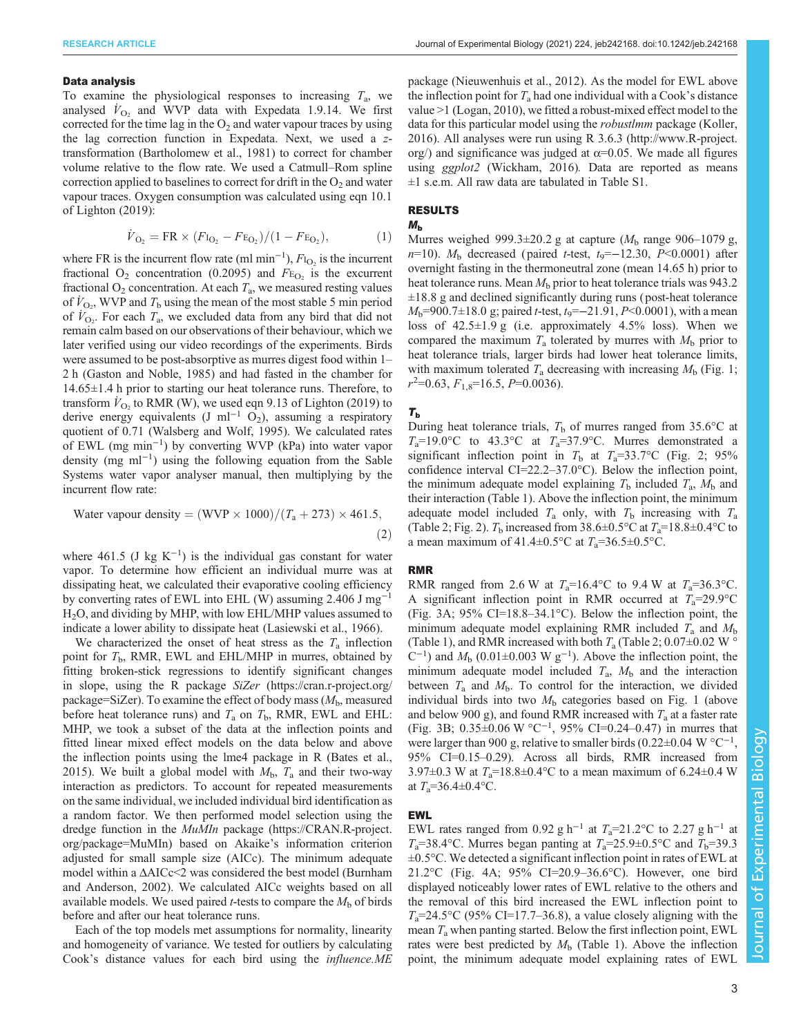### Data analysis

To examine the physiological responses to increasing $T_a$, we analysed $\dot{V}_{O_2}$ and WVP data with Expedata 1.9.14. We first corrected for the time lag in the $O_2$ and water vapour traces by using the lag correction function in Expedata. Next, we used a *z*-transformation (Bartholomew et al., 1981) to correct for chamber volume relative to the flow rate. We used a Catmull–Rom spline correction applied to baselines to correct for drift in the $O_2$ and water vapour traces. Oxygen consumption was calculated using eqn 10.1 of Lighton (2019):

$$\dot{V}_{O_2} = \text{FR} \times (F\text{I}_{O_2} - F\text{E}_{O_2})/(1 - F\text{E}_{O_2}), \quad (1)$$

where FR is the incurrent flow rate (ml $\text{min}^{-1}$), $F\text{I}_{O_2}$ is the incurrent fractional $O_2$ concentration (0.2095) and $F\text{E}_{O_2}$ is the excurrent fractional $O_2$ concentration. At each $T_a$, we measured resting values of $\dot{V}_{O_2}$, WVP and $T_b$ using the mean of the most stable 5 min period of $\dot{V}_{O_2}$. For each $T_a$, we excluded data from any bird that did not remain calm based on our observations of their behaviour, which we later verified using our video recordings of the experiments. Birds were assumed to be post-absorptive as murres digest food within 1–2 h (Gaston and Noble, 1985) and had fasted in the chamber for 14.65±1.4 h prior to starting our heat tolerance runs. Therefore, to transform $\dot{V}_{O_2}$ to RMR (W), we used eqn 9.13 of Lighton (2019) to derive energy equivalents (J $\text{ml}^{-1}$ $O_2$), assuming a respiratory quotient of 0.71 (Walsberg and Wolf, 1995). We calculated rates of EWL (mg $\text{min}^{-1}$) by converting WVP (kPa) into water vapor density (mg $\text{ml}^{-1}$) using the following equation from the Sable Systems water vapor analyser manual, then multiplying by the incurrent flow rate:

$$\text{Water vapour density} = (\text{WVP} \times 1000)/(T_a + 273) \times 461.5, \quad (2)$$

where 461.5 (J $\text{kg}^{-1}$ $\text{K}^{-1}$) is the individual gas constant for water vapor. To determine how efficient an individual murre was at dissipating heat, we calculated their evaporative cooling efficiency by converting rates of EWL into EHL (W) assuming 2.406 J $\text{mg}^{-1}$ $H_2O$, and dividing by MHP, with low EHL/MHP values assumed to indicate a lower ability to dissipate heat (Lasiewski et al., 1966).

We characterized the onset of heat stress as the $T_a$ inflection point for $T_b$, RMR, EWL and EHL/MHP in murres, obtained by fitting broken-stick regressions to identify significant changes in slope, using the R package *SiZer* (https://cran.r-project.org/package=SiZer). To examine the effect of body mass ($M_b$, measured before heat tolerance runs) and $T_a$ on $T_b$, RMR, EWL and EHL:MHP, we took a subset of the data at the inflection points and fitted linear mixed effect models on the data below and above the inflection points using the lme4 package in R (Bates et al., 2015). We built a global model with $M_b$, $T_a$ and their two-way interaction as predictors. To account for repeated measurements on the same individual, we included individual bird identification as a random factor. We then performed model selection using the dredge function in the *MuMIn* package (https://CRAN.R-project.org/package=MuMIn) based on Akaike's information criterion adjusted for small sample size (AICc). The minimum adequate model within a ΔAICc<2 was considered the best model (Burnham and Anderson, 2002). We calculated AICc weights based on all available models. We used paired *t*-tests to compare the $M_b$ of birds before and after our heat tolerance runs.

Each of the top models met assumptions for normality, linearity and homogeneity of variance. We tested for outliers by calculating Cook's distance values for each bird using the *influence.ME* package (Nieuwenhuis et al., 2012). As the model for EWL above the inflection point for $T_a$ had one individual with a Cook's distance value >1 (Logan, 2010), we fitted a robust-mixed effect model to the data for this particular model using the *robustlmm* package (Koller, 2016). All analyses were run using R 3.6.3 (http://www.R-project.org/) and significance was judged at α=0.05. We made all figures using *ggplot2* (Wickham, 2016). Data are reported as means ±1 s.e.m. All raw data are tabulated in Table S1.

## RESULTS

### $M_b$

Murres weighed 999.3±20.2 g at capture ($M_b$ range 906–1079 g, $n$=10). $M_b$ decreased (paired *t*-test, $t_9$=−12.30, $P$<0.0001) after overnight fasting in the thermoneutral zone (mean 14.65 h) prior to heat tolerance runs. Mean $M_b$ prior to heat tolerance trials was 943.2 ±18.8 g and declined significantly during runs (post-heat tolerance $M_b$=900.7±18.0 g; paired *t*-test, $t_9$=−21.91, $P$<0.0001), with a mean loss of 42.5±1.9 g (i.e. approximately 4.5% loss). When we compared the maximum $T_a$ tolerated by murres with $M_b$ prior to heat tolerance trials, larger birds had lower heat tolerance limits, with maximum tolerated $T_a$ decreasing with increasing $M_b$ (Fig. 1; $r^2$=0.63, $F_{1,8}$=16.5, $P$=0.0036).

### $T_b$

During heat tolerance trials, $T_b$ of murres ranged from 35.6°C at $T_a$=19.0°C to 43.3°C at $T_a$=37.9°C. Murres demonstrated a significant inflection point in $T_b$ at $T_a$=33.7°C (Fig. 2; 95% confidence interval CI=22.2–37.0°C). Below the inflection point, the minimum adequate model explaining $T_b$ included $T_a$, $M_b$ and their interaction (Table 1). Above the inflection point, the minimum adequate model included $T_a$ only, with $T_b$ increasing with $T_a$ (Table 2; Fig. 2). $T_b$ increased from 38.6±0.5°C at $T_a$=18.8±0.4°C to a mean maximum of 41.4±0.5°C at $T_a$=36.5±0.5°C.

### RMR

RMR ranged from 2.6 W at $T_a$=16.4°C to 9.4 W at $T_a$=36.3°C. A significant inflection point in RMR occurred at $T_a$=29.9°C (Fig. 3A; 95% CI=18.8–34.1°C). Below the inflection point, the minimum adequate model explaining RMR included $T_a$ and $M_b$ (Table 1), and RMR increased with both $T_a$ (Table 2; 0.07±0.02 W °$\text{C}^{-1}$) and $M_b$ (0.01±0.003 W $\text{g}^{-1}$). Above the inflection point, the minimum adequate model included $T_a$, $M_b$ and the interaction between $T_a$ and $M_b$. To control for the interaction, we divided individual birds into two $M_b$ categories based on Fig. 1 (above and below 900 g), and found RMR increased with $T_a$ at a faster rate (Fig. 3B; 0.35±0.06 W °$\text{C}^{-1}$, 95% CI=0.24–0.47) in murres that were larger than 900 g, relative to smaller birds (0.22±0.04 W °$\text{C}^{-1}$, 95% CI=0.15–0.29). Across all birds, RMR increased from 3.97±0.3 W at $T_a$=18.8±0.4°C to a mean maximum of 6.24±0.4 W at $T_a$=36.4±0.4°C.

### EWL

EWL rates ranged from 0.92 g $\text{h}^{-1}$ at $T_a$=21.2°C to 2.27 g $\text{h}^{-1}$ at $T_a$=38.4°C. Murres began panting at $T_a$=25.9±0.5°C and $T_b$=39.3 ±0.5°C. We detected a significant inflection point in rates of EWL at 21.2°C (Fig. 4A; 95% CI=20.9–36.6°C). However, one bird displayed noticeably lower rates of EWL relative to the others and the removal of this bird increased the EWL inflection point to $T_a$=24.5°C (95% CI=17.7–36.8), a value closely aligning with the mean $T_a$ when panting started. Below the first inflection point, EWL rates were best predicted by $M_b$ (Table 1). Above the inflection point, the minimum adequate model explaining rates of EWL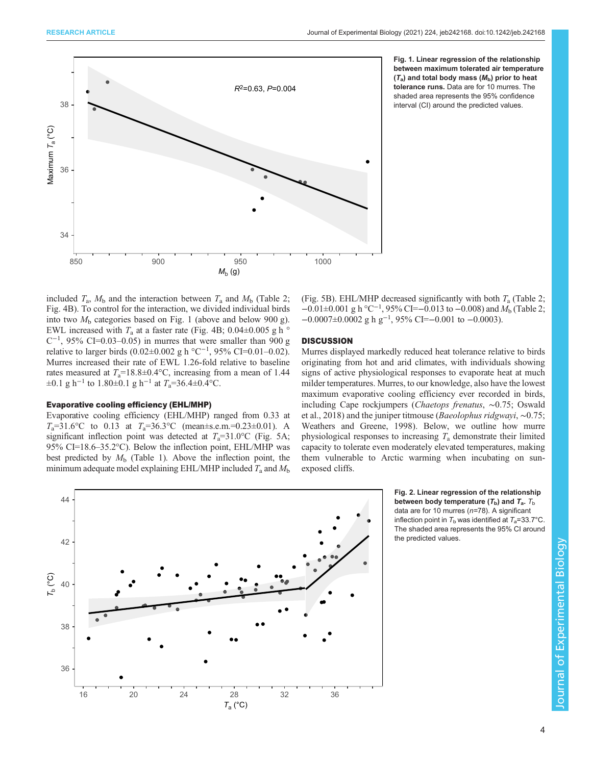**Fig. 1. Linear regression of the relationship between maximum tolerated air temperature ($T_a$) and total body mass ($M_b$) prior to heat tolerance runs.** Data are for 10 murres. The shaded area represents the 95% confidence interval (CI) around the predicted values.

included $T_a$, $M_b$ and the interaction between $T_a$ and $M_b$ (Table 2; Fig. 4B). To control for the interaction, we divided individual birds into two $M_b$ categories based on Fig. 1 (above and below 900 g). EWL increased with $T_a$ at a faster rate (Fig. 4B; 0.04±0.005 g h °C$^{-1}$, 95% CI=0.03–0.05) in murres that were smaller than 900 g relative to larger birds (0.02±0.002 g h °C$^{-1}$, 95% CI=0.01–0.02). Murres increased their rate of EWL 1.26-fold relative to baseline rates measured at $T_a$=18.8±0.4°C, increasing from a mean of 1.44 ±0.1 g h$^{-1}$ to 1.80±0.1 g h$^{-1}$ at $T_a$=36.4±0.4°C.

### Evaporative cooling efficiency (EHL/MHP)

Evaporative cooling efficiency (EHL/MHP) ranged from 0.33 at $T_a$=31.6°C to 0.13 at $T_a$=36.3°C (mean±s.e.m.=0.23±0.01). A significant inflection point was detected at $T_a$=31.0°C (Fig. 5A; 95% CI=18.6–35.2°C). Below the inflection point, EHL/MHP was best predicted by $M_b$ (Table 1). Above the inflection point, the minimum adequate model explaining EHL/MHP included $T_a$ and $M_b$ (Fig. 5B). EHL/MHP decreased significantly with both $T_a$ (Table 2; −0.01±0.001 g h °C$^{-1}$, 95% CI=−0.013 to −0.008) and $M_b$ (Table 2; −0.0007±0.0002 g h g$^{-1}$, 95% CI=−0.001 to −0.0003).

## DISCUSSION

Murres displayed markedly reduced heat tolerance relative to birds originating from hot and arid climates, with individuals showing signs of active physiological responses to evaporate heat at much milder temperatures. Murres, to our knowledge, also have the lowest maximum evaporative cooling efficiency ever recorded in birds, including Cape rockjumpers (*Chaetops frenatus*, ∼0.75; Oswald et al., 2018) and the juniper titmouse (*Baeolophus ridgwayi*, ∼0.75; Weathers and Greene, 1998). Below, we outline how murre physiological responses to increasing $T_a$ demonstrate their limited capacity to tolerate even moderately elevated temperatures, making them vulnerable to Arctic warming when incubating on sun-exposed cliffs.

**Fig. 2. Linear regression of the relationship between body temperature ($T_b$) and $T_a$.** $T_b$ data are for 10 murres ($n$=78). A significant inflection point in $T_b$ was identified at $T_a$=33.7°C. The shaded area represents the 95% CI around the predicted values.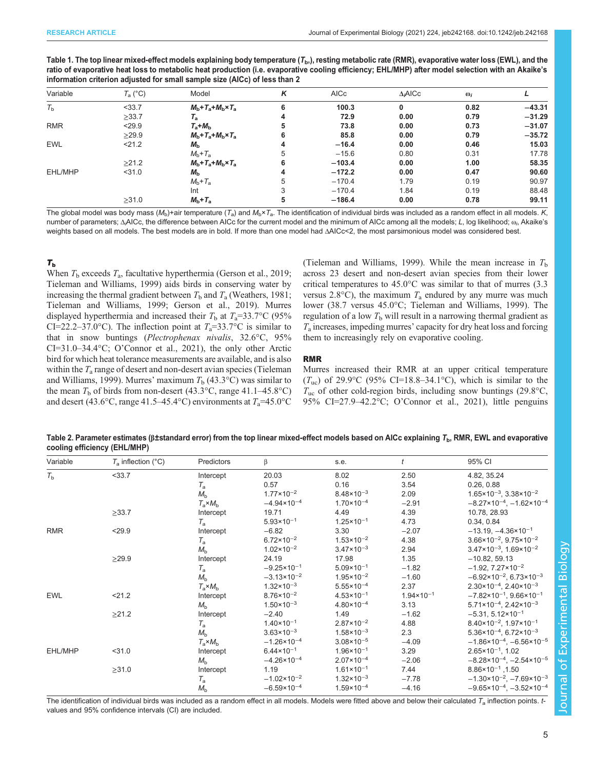**Table 1. The top linear mixed-effect models explaining body temperature ($T_b$), resting metabolic rate (RMR), evaporative water loss (EWL), and the ratio of evaporative heat loss to metabolic heat production (i.e. evaporative cooling efficiency; EHL/MHP) after model selection with an Akaike's information criterion adjusted for small sample size (AICc) of less than 2**

| Variable | $T_a$ (°C) | Model | $K$ | AICc | $\Delta_i$AICc | $\omega_i$ | $L$ |
|---|---|---|---|---|---|---|---|
| $T_b$ | <33.7 | **$M_b$+$T_a$+$M_b$×$T_a$** | **6** | **100.3** | **0** | **0.82** | **−43.31** |
| | ≥33.7 | **$T_a$** | **4** | **72.9** | **0.00** | **0.79** | **−31.29** |
| RMR | <29.9 | **$T_a$+$M_b$** | **5** | **73.8** | **0.00** | **0.73** | **−31.07** |
| | ≥29.9 | **$M_b$+$T_a$+$M_b$×$T_a$** | **6** | **85.8** | **0.00** | **0.79** | **−35.72** |
| EWL | <21.2 | **$M_b$** | **4** | **−16.4** | **0.00** | **0.46** | **15.03** |
| | | $M_b$+$T_a$ | 5 | −15.6 | 0.80 | 0.31 | 17.78 |
| | ≥21.2 | **$M_b$+$T_a$+$M_b$×$T_a$** | **6** | **−103.4** | **0.00** | **1.00** | **58.35** |
| EHL/MHP | <31.0 | **$M_b$** | **4** | **−172.2** | **0.00** | **0.47** | **90.60** |
| | | $M_b$+$T_a$ | 5 | −170.4 | 1.79 | 0.19 | 90.97 |
| | | Int | 3 | −170.4 | 1.84 | 0.19 | 88.48 |
| | ≥31.0 | **$M_b$+$T_a$** | **5** | **−186.4** | **0.00** | **0.78** | **99.11** |

The global model was body mass ($M_b$)+air temperature ($T_a$) and $M_b$×$T_a$. The identification of individual birds was included as a random effect in all models. $K$, number of parameters; $\Delta_i$AICc, the difference between AICc for the current model and the minimum of AICc among all the models; $L$, log likelihood; $\omega_i$, Akaike's weights based on all models. The best models are in bold. If more than one model had ΔAICc<2, the most parsimonious model was considered best.

### $T_b$

When $T_b$ exceeds $T_a$, facultative hyperthermia (Gerson et al., 2019; Tieleman and Williams, 1999) aids birds in conserving water by increasing the thermal gradient between $T_b$ and $T_a$ (Weathers, 1981; Tieleman and Williams, 1999; Gerson et al., 2019). Murres displayed hyperthermia and increased their $T_b$ at $T_a$=33.7°C (95% CI=22.2–37.0°C). The inflection point at $T_a$=33.7°C is similar to that in snow buntings (*Plectrophenax nivalis*, 32.6°C, 95% CI=31.0–34.4°C; O'Connor et al., 2021), the only other Arctic bird for which heat tolerance measurements are available, and is also within the $T_a$ range of desert and non-desert avian species (Tieleman and Williams, 1999). Murres' maximum $T_b$ (43.3°C) was similar to the mean $T_b$ of birds from non-desert (43.3°C, range 41.1–45.8°C) and desert (43.6°C, range 41.5–45.4°C) environments at $T_a$=45.0°C (Tieleman and Williams, 1999). While the mean increase in $T_b$ across 23 desert and non-desert avian species from their lower critical temperatures to 45.0°C was similar to that of murres (3.3 versus 2.8°C), the maximum $T_a$ endured by any murre was much lower (38.7 versus 45.0°C; Tieleman and Williams, 1999). The regulation of a low $T_b$ will result in a narrowing thermal gradient as $T_a$ increases, impeding murres' capacity for dry heat loss and forcing them to increasingly rely on evaporative cooling.

### RMR

Murres increased their RMR at an upper critical temperature ($T_{uc}$) of 29.9°C (95% CI=18.8–34.1°C), which is similar to the $T_{uc}$ of other cold-region birds, including snow buntings (29.8°C, 95% CI=27.9–42.2°C; O'Connor et al., 2021), little penguins

**Table 2. Parameter estimates (β±standard error) from the top linear mixed-effect models based on AICc explaining $T_b$, RMR, EWL and evaporative cooling efficiency (EHL/MHP)**

| Variable | $T_a$ inflection (°C) | Predictors | β | s.e. | $t$ | 95% CI |
|---|---|---|---|---|---|---|
| $T_b$ | <33.7 | Intercept | 20.03 | 8.02 | 2.50 | 4.82, 35.24 |
| | | $T_a$ | 0.57 | 0.16 | 3.54 | 0.26, 0.88 |
| | | $M_b$ | $1.77\times10^{-2}$ | $8.48\times10^{-3}$ | 2.09 | $1.65\times10^{-3}$, $3.38\times10^{-2}$ |
| | | $T_a$×$M_b$ | $-4.94\times10^{-4}$ | $1.70\times10^{-4}$ | −2.91 | $-8.27\times10^{-4}$, $-1.62\times10^{-4}$ |
| | ≥33.7 | Intercept | 19.71 | 4.49 | 4.39 | 10.78, 28.93 |
| | | $T_a$ | $5.93\times10^{-1}$ | $1.25\times10^{-1}$ | 4.73 | 0.34, 0.84 |
| RMR | <29.9 | Intercept | −6.82 | 3.30 | −2.07 | −13.19, $-4.36\times10^{-1}$ |
| | | $T_a$ | $6.72\times10^{-2}$ | $1.53\times10^{-2}$ | 4.38 | $3.66\times10^{-2}$, $9.75\times10^{-2}$ |
| | | $M_b$ | $1.02\times10^{-2}$ | $3.47\times10^{-3}$ | 2.94 | $3.47\times10^{-3}$, $1.69\times10^{-2}$ |
| | ≥29.9 | Intercept | 24.19 | 17.98 | 1.35 | −10.82, 59.13 |
| | | $T_a$ | $-9.25\times10^{-1}$ | $5.09\times10^{-1}$ | −1.82 | −1.92, $7.27\times10^{-2}$ |
| | | $M_b$ | $-3.13\times10^{-2}$ | $1.95\times10^{-2}$ | −1.60 | $-6.92\times10^{-2}$, $6.73\times10^{-3}$ |
| | | $T_a$×$M_b$ | $1.32\times10^{-3}$ | $5.55\times10^{-4}$ | 2.37 | $2.30\times10^{-4}$, $2.40\times10^{-3}$ |
| EWL | <21.2 | Intercept | $8.76\times10^{-2}$ | $4.53\times10^{-1}$ | $1.94\times10^{-1}$ | $-7.82\times10^{-1}$, $9.66\times10^{-1}$ |
| | | $M_b$ | $1.50\times10^{-3}$ | $4.80\times10^{-4}$ | 3.13 | $5.71\times10^{-4}$, $2.42\times10^{-3}$ |
| | ≥21.2 | Intercept | −2.40 | 1.49 | −1.62 | −5.31, $5.12\times10^{-1}$ |
| | | $T_a$ | $1.40\times10^{-1}$ | $2.87\times10^{-2}$ | 4.88 | $8.40\times10^{-2}$, $1.97\times10^{-1}$ |
| | | $M_b$ | $3.63\times10^{-3}$ | $1.58\times10^{-3}$ | 2.3 | $5.36\times10^{-4}$, $6.72\times10^{-3}$ |
| | | $T_a$×$M_b$ | $-1.26\times10^{-4}$ | $3.08\times10^{-5}$ | −4.09 | $-1.86\times10^{-4}$, $-6.56\times10^{-5}$ |
| EHL/MHP | <31.0 | Intercept | $6.44\times10^{-1}$ | $1.96\times10^{-1}$ | 3.29 | $2.65\times10^{-1}$, 1.02 |
| | | $M_b$ | $-4.26\times10^{-4}$ | $2.07\times10^{-4}$ | −2.06 | $-8.28\times10^{-4}$, $-2.54\times10^{-5}$ |
| | ≥31.0 | Intercept | 1.19 | $1.61\times10^{-1}$ | 7.44 | $8.86\times10^{-1}$ ,1.50 |
| | | $T_a$ | $-1.02\times10^{-2}$ | $1.32\times10^{-3}$ | −7.78 | $-1.30\times10^{-2}$, $-7.69\times10^{-3}$ |
| | | $M_b$ | $-6.59\times10^{-4}$ | $1.59\times10^{-4}$ | −4.16 | $-9.65\times10^{-4}$, $-3.52\times10^{-4}$ |

The identification of individual birds was included as a random effect in all models. Models were fitted above and below their calculated $T_a$ inflection points. $t$-values and 95% confidence intervals (CI) are included.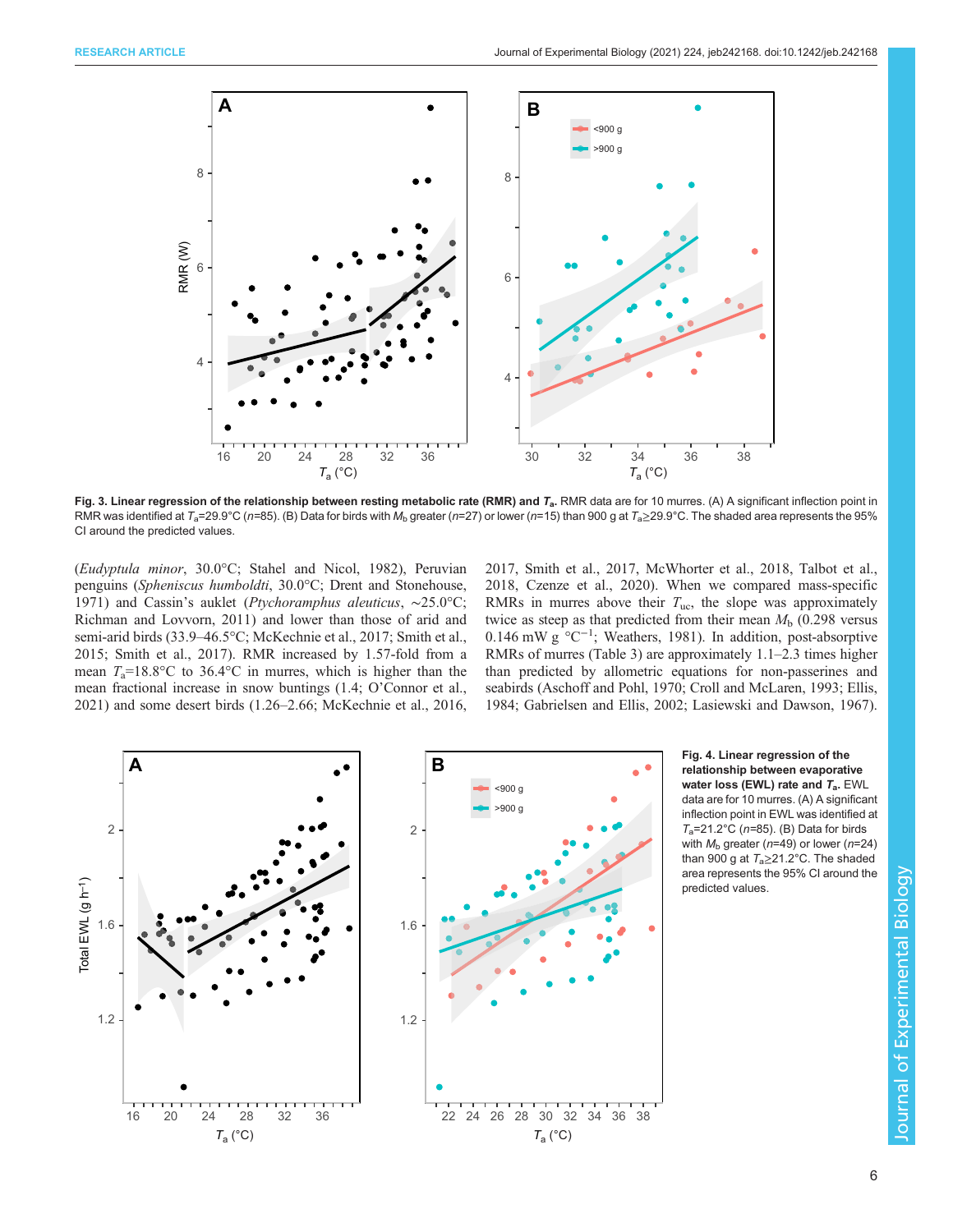**Fig. 3. Linear regression of the relationship between resting metabolic rate (RMR) and $T_a$.** RMR data are for 10 murres. (A) A significant inflection point in RMR was identified at $T_a$=29.9°C (*n*=85). (B) Data for birds with $M_b$ greater (*n*=27) or lower (*n*=15) than 900 g at $T_a$≥29.9°C. The shaded area represents the 95% CI around the predicted values.

(*Eudyptula minor*, 30.0°C; Stahel and Nicol, 1982), Peruvian penguins (*Spheniscus humboldti*, 30.0°C; Drent and Stonehouse, 1971) and Cassin's auklet (*Ptychoramphus aleuticus*, ∼25.0°C; Richman and Lovvorn, 2011) and lower than those of arid and semi-arid birds (33.9–46.5°C; McKechnie et al., 2017; Smith et al., 2015; Smith et al., 2017). RMR increased by 1.57-fold from a mean $T_a$=18.8°C to 36.4°C in murres, which is higher than the mean fractional increase in snow buntings (1.4; O'Connor et al., 2021) and some desert birds (1.26–2.66; McKechnie et al., 2016, 2017, Smith et al., 2017, McWhorter et al., 2018, Talbot et al., 2018, Czenze et al., 2020). When we compared mass-specific RMRs in murres above their $T_{uc}$, the slope was approximately twice as steep as that predicted from their mean $M_b$ (0.298 versus 0.146 mW g °C$^{-1}$; Weathers, 1981). In addition, post-absorptive RMRs of murres (Table 3) are approximately 1.1–2.3 times higher than predicted by allometric equations for non-passerines and seabirds (Aschoff and Pohl, 1970; Croll and McLaren, 1993; Ellis, 1984; Gabrielsen and Ellis, 2002; Lasiewski and Dawson, 1967).

**Fig. 4. Linear regression of the relationship between evaporative water loss (EWL) rate and $T_a$.** EWL data are for 10 murres. (A) A significant inflection point in EWL was identified at $T_a$=21.2°C (*n*=85). (B) Data for birds with $M_b$ greater (*n*=49) or lower (*n*=24) than 900 g at $T_a$≥21.2°C. The shaded area represents the 95% CI around the predicted values.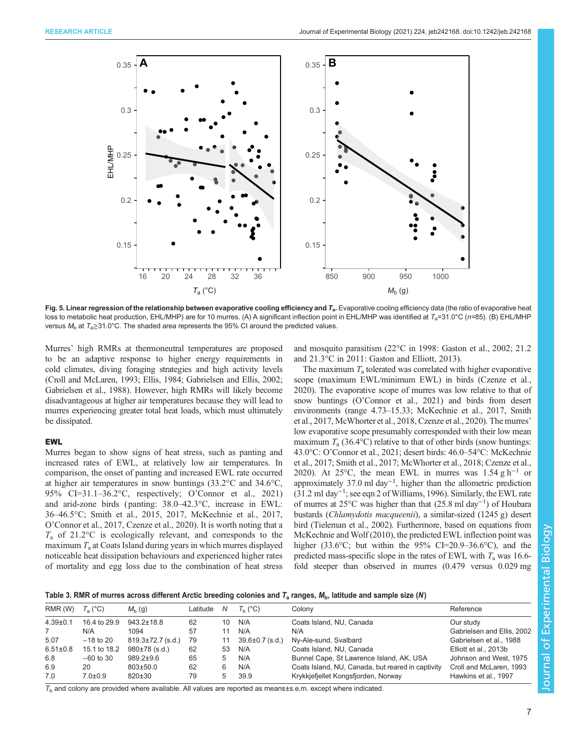**Fig. 5. Linear regression of the relationship between evaporative cooling efficiency and $T_a$.** Evaporative cooling efficiency data (the ratio of evaporative heat loss to metabolic heat production, EHL/MHP) are for 10 murres. (A) A significant inflection point in EHL/MHP was identified at $T_a$=31.0°C ($n$=85). (B) EHL/MHP versus $M_b$ at $T_a$≥31.0°C. The shaded area represents the 95% CI around the predicted values.

Murres' high RMRs at thermoneutral temperatures are proposed to be an adaptive response to higher energy requirements in cold climates, diving foraging strategies and high activity levels (Croll and McLaren, 1993; Ellis, 1984; Gabrielsen and Ellis, 2002; Gabrielsen et al., 1988). However, high RMRs will likely become disadvantageous at higher air temperatures because they will lead to murres experiencing greater total heat loads, which must ultimately be dissipated.

### EWL

Murres began to show signs of heat stress, such as panting and increased rates of EWL, at relatively low air temperatures. In comparison, the onset of panting and increased EWL rate occurred at higher air temperatures in snow buntings (33.2°C and 34.6°C, 95% CI=31.1–36.2°C, respectively; O'Connor et al., 2021) and arid-zone birds (panting: 38.0–42.3°C, increase in EWL: 36–46.5°C; Smith et al., 2015, 2017, McKechnie et al., 2017, O'Connor et al., 2017, Czenze et al., 2020). It is worth noting that a $T_a$ of 21.2°C is ecologically relevant, and corresponds to the maximum $T_a$ at Coats Island during years in which murres displayed noticeable heat dissipation behaviours and experienced higher rates of mortality and egg loss due to the combination of heat stress and mosquito parasitism (22°C in 1998: Gaston et al., 2002; 21.2 and 21.3°C in 2011: Gaston and Elliott, 2013).

The maximum $T_a$ tolerated was correlated with higher evaporative scope (maximum EWL/minimum EWL) in birds (Czenze et al., 2020). The evaporative scope of murres was low relative to that of snow buntings (O'Connor et al., 2021) and birds from desert environments (range 4.73–15.33; McKechnie et al., 2017, Smith et al., 2017, McWhorter et al., 2018, Czenze et al., 2020). The murres' low evaporative scope presumably corresponded with their low mean maximum $T_a$ (36.4°C) relative to that of other birds (snow buntings: 43.0°C: O'Connor et al., 2021; desert birds: 46.0–54°C: McKechnie et al., 2017; Smith et al., 2017; McWhorter et al., 2018; Czenze et al., 2020). At 25°C, the mean EWL in murres was 1.54 g h$^{-1}$ or approximately 37.0 ml day$^{-1}$, higher than the allometric prediction (31.2 ml day$^{-1}$; see eqn 2 of Williams, 1996). Similarly, the EWL rate of murres at 25°C was higher than that (25.8 ml day$^{-1}$) of Houbara bustards (*Chlamydotis macqueenii*), a similar-sized (1245 g) desert bird (Tieleman et al., 2002). Furthermore, based on equations from McKechnie and Wolf (2010), the predicted EWL inflection point was higher (33.6°C; but within the 95% CI=20.9–36.6°C), and the predicted mass-specific slope in the rates of EWL with $T_a$ was 16.6-fold steeper than observed in murres (0.479 versus 0.029 mg

**Table 3. RMR of murres across different Arctic breeding colonies and $T_a$ ranges, $M_b$, latitude and sample size ($N$)**

| RMR (W) | $T_a$ (°C) | $M_b$ (g) | Latitude | $N$ | $T_b$ (°C) | Colony | Reference |
|---|---|---|---|---|---|---|---|
| 4.39±0.1 | 16.4 to 29.9 | 943.2±18.8 | 62 | 10 | N/A | Coats Island, NU, Canada | Our study |
| 7 | N/A | 1094 | 57 | 11 | N/A | N/A | Gabrielsen and Ellis, 2002 |
| 5.07 | −18 to 20 | 819.3±72.7 (s.d.) | 79 | 11 | 39.6±0.7 (s.d.) | Ny-Ale-sund, Svalbard | Gabrielsen et al., 1988 |
| 6.51±0.8 | 15.1 to 18.2 | 980±78 (s.d.) | 62 | 53 | N/A | Coats Island, NU, Canada | Elliott et al., 2013b |
| 6.8 | −60 to 30 | 989.2±9.6 | 65 | 5 | N/A | Bunnel Cape, St Lawrence Island, AK, USA | Johnson and West, 1975 |
| 6.9 | 20 | 803±50.0 | 62 | 6 | N/A | Coats Island, NU, Canada, but reared in captivity | Croll and McLaren, 1993 |
| 7.0 | 7.0±0.9 | 820±30 | 79 | 5 | 39.9 | Krykkjefjellet Kongsfjorden, Norway | Hawkins et al., 1997 |

$T_b$ and colony are provided where available. All values are reported as means±s.e.m. except where indicated.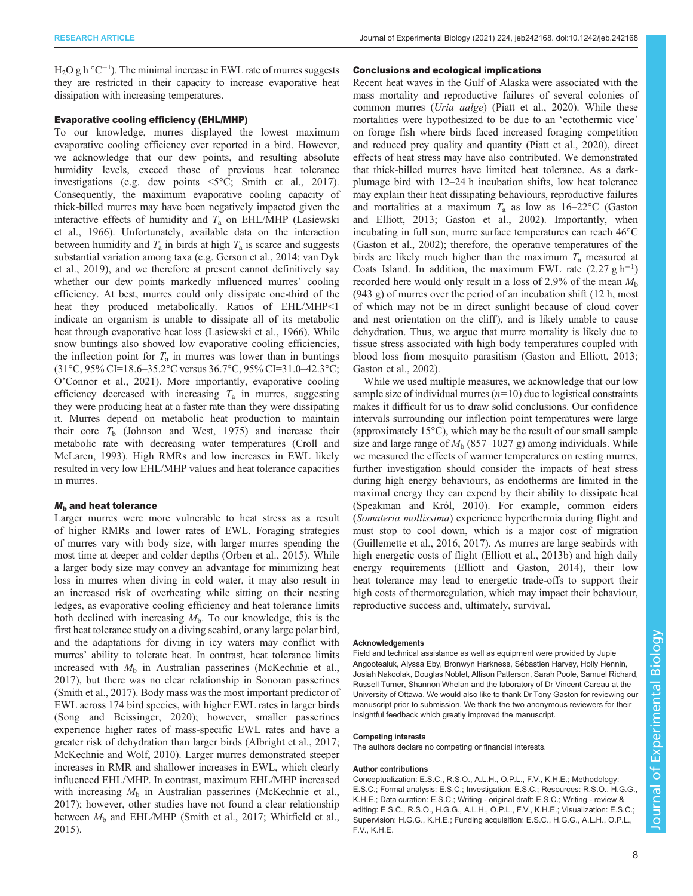$H_2O$ g h °C$^{-1}$). The minimal increase in EWL rate of murres suggests they are restricted in their capacity to increase evaporative heat dissipation with increasing temperatures.

### Evaporative cooling efficiency (EHL/MHP)

To our knowledge, murres displayed the lowest maximum evaporative cooling efficiency ever reported in a bird. However, we acknowledge that our dew points, and resulting absolute humidity levels, exceed those of previous heat tolerance investigations (e.g. dew points <5°C; Smith et al., 2017). Consequently, the maximum evaporative cooling capacity of thick-billed murres may have been negatively impacted given the interactive effects of humidity and $T_a$ on EHL/MHP (Lasiewski et al., 1966). Unfortunately, available data on the interaction between humidity and $T_a$ in birds at high $T_a$ is scarce and suggests substantial variation among taxa (e.g. Gerson et al., 2014; van Dyk et al., 2019), and we therefore at present cannot definitively say whether our dew points markedly influenced murres' cooling efficiency. At best, murres could only dissipate one-third of the heat they produced metabolically. Ratios of EHL/MHP<1 indicate an organism is unable to dissipate all of its metabolic heat through evaporative heat loss (Lasiewski et al., 1966). While snow buntings also showed low evaporative cooling efficiencies, the inflection point for $T_a$ in murres was lower than in buntings (31°C, 95% CI=18.6–35.2°C versus 36.7°C, 95% CI=31.0–42.3°C; O'Connor et al., 2021). More importantly, evaporative cooling efficiency decreased with increasing $T_a$ in murres, suggesting they were producing heat at a faster rate than they were dissipating it. Murres depend on metabolic heat production to maintain their core $T_b$ (Johnson and West, 1975) and increase their metabolic rate with decreasing water temperatures (Croll and McLaren, 1993). High RMRs and low increases in EWL likely resulted in very low EHL/MHP values and heat tolerance capacities in murres.

### $M_b$ and heat tolerance

Larger murres were more vulnerable to heat stress as a result of higher RMRs and lower rates of EWL. Foraging strategies of murres vary with body size, with larger murres spending the most time at deeper and colder depths (Orben et al., 2015). While a larger body size may convey an advantage for minimizing heat loss in murres when diving in cold water, it may also result in an increased risk of overheating while sitting on their nesting ledges, as evaporative cooling efficiency and heat tolerance limits both declined with increasing $M_b$. To our knowledge, this is the first heat tolerance study on a diving seabird, or any large polar bird, and the adaptations for diving in icy waters may conflict with murres' ability to tolerate heat. In contrast, heat tolerance limits increased with $M_b$ in Australian passerines (McKechnie et al., 2017), but there was no clear relationship in Sonoran passerines (Smith et al., 2017). Body mass was the most important predictor of EWL across 174 bird species, with higher EWL rates in larger birds (Song and Beissinger, 2020); however, smaller passerines experience higher rates of mass-specific EWL rates and have a greater risk of dehydration than larger birds (Albright et al., 2017; McKechnie and Wolf, 2010). Larger murres demonstrated steeper increases in RMR and shallower increases in EWL, which clearly influenced EHL/MHP. In contrast, maximum EHL/MHP increased with increasing $M_b$ in Australian passerines (McKechnie et al., 2017); however, other studies have not found a clear relationship between $M_b$ and EHL/MHP (Smith et al., 2017; Whitfield et al., 2015).

### Conclusions and ecological implications

Recent heat waves in the Gulf of Alaska were associated with the mass mortality and reproductive failures of several colonies of common murres (*Uria aalge*) (Piatt et al., 2020). While these mortalities were hypothesized to be due to an 'ectothermic vice' on forage fish where birds faced increased foraging competition and reduced prey quality and quantity (Piatt et al., 2020), direct effects of heat stress may have also contributed. We demonstrated that thick-billed murres have limited heat tolerance. As a dark-plumage bird with 12–24 h incubation shifts, low heat tolerance may explain their heat dissipating behaviours, reproductive failures and mortalities at a maximum $T_a$ as low as 16–22°C (Gaston and Elliott, 2013; Gaston et al., 2002). Importantly, when incubating in full sun, murre surface temperatures can reach 46°C (Gaston et al., 2002); therefore, the operative temperatures of the birds are likely much higher than the maximum $T_a$ measured at Coats Island. In addition, the maximum EWL rate (2.27 g h$^{-1}$) recorded here would only result in a loss of 2.9% of the mean $M_b$ (943 g) of murres over the period of an incubation shift (12 h, most of which may not be in direct sunlight because of cloud cover and nest orientation on the cliff), and is likely unable to cause dehydration. Thus, we argue that murre mortality is likely due to tissue stress associated with high body temperatures coupled with blood loss from mosquito parasitism (Gaston and Elliott, 2013; Gaston et al., 2002).

While we used multiple measures, we acknowledge that our low sample size of individual murres ($n$=10) due to logistical constraints makes it difficult for us to draw solid conclusions. Our confidence intervals surrounding our inflection point temperatures were large (approximately 15°C), which may be the result of our small sample size and large range of $M_b$ (857–1027 g) among individuals. While we measured the effects of warmer temperatures on resting murres, further investigation should consider the impacts of heat stress during high energy behaviours, as endotherms are limited in the maximal energy they can expend by their ability to dissipate heat (Speakman and Król, 2010). For example, common eiders (*Somateria mollissima*) experience hyperthermia during flight and must stop to cool down, which is a major cost of migration (Guillemette et al., 2016, 2017). As murres are large seabirds with high energetic costs of flight (Elliott et al., 2013b) and high daily energy requirements (Elliott and Gaston, 2014), their low heat tolerance may lead to energetic trade-offs to support their high costs of thermoregulation, which may impact their behaviour, reproductive success and, ultimately, survival.

#### Acknowledgements

Field and technical assistance as well as equipment were provided by Jupie Angootealuk, Alyssa Eby, Bronwyn Harkness, Sébastien Harvey, Holly Hennin, Josiah Nakoolak, Douglas Noblet, Allison Patterson, Sarah Poole, Samuel Richard, Russell Turner, Shannon Whelan and the laboratory of Dr Vincent Careau at the University of Ottawa. We would also like to thank Dr Tony Gaston for reviewing our manuscript prior to submission. We thank the two anonymous reviewers for their insightful feedback which greatly improved the manuscript.

#### Competing interests

The authors declare no competing or financial interests.

#### Author contributions

Conceptualization: E.S.C., R.S.O., A.L.H., O.P.L., F.V., K.H.E.; Methodology: E.S.C.; Formal analysis: E.S.C.; Investigation: E.S.C.; Resources: R.S.O., H.G.G., K.H.E.; Data curation: E.S.C.; Writing - original draft: E.S.C.; Writing - review & editing: E.S.C., R.S.O., H.G.G., A.L.H., O.P.L., F.V., K.H.E.; Visualization: E.S.C.; Supervision: H.G.G., K.H.E.; Funding acquisition: E.S.C., H.G.G., A.L.H., O.P.L., F.V., K.H.E.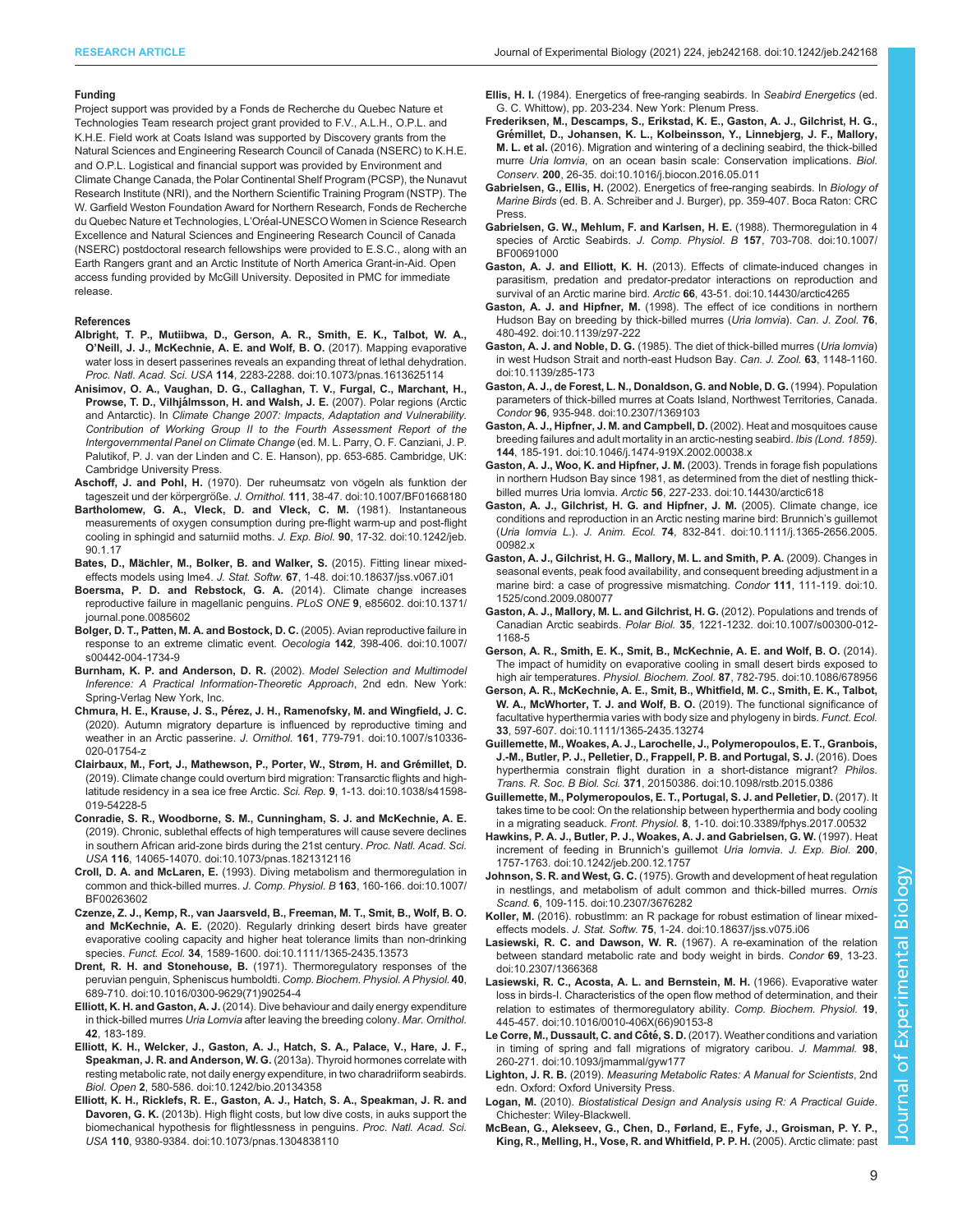## Funding

Project support was provided by a Fonds de Recherche du Quebec Nature et Technologies Team research project grant provided to F.V., A.L.H., O.P.L. and K.H.E. Field work at Coats Island was supported by Discovery grants from the Natural Sciences and Engineering Research Council of Canada (NSERC) to K.H.E. and O.P.L. Logistical and financial support was provided by Environment and Climate Change Canada, the Polar Continental Shelf Program (PCSP), the Nunavut Research Institute (NRI), and the Northern Scientific Training Program (NSTP). The W. Garfield Weston Foundation Award for Northern Research, Fonds de Recherche du Quebec Nature et Technologies, L'Oréal-UNESCO Women in Science Research Excellence and Natural Sciences and Engineering Research Council of Canada (NSERC) postdoctoral research fellowships were provided to E.S.C., along with an Earth Rangers grant and an Arctic Institute of North America Grant-in-Aid. Open access funding provided by McGill University. Deposited in PMC for immediate release.

## References

**Albright, T. P., Mutiibwa, D., Gerson, A. R., Smith, E. K., Talbot, W. A., O'Neill, J. J., McKechnie, A. E. and Wolf, B. O.** (2017). Mapping evaporative water loss in desert passerines reveals an expanding threat of lethal dehydration. *Proc. Natl. Acad. Sci. USA* **114**, 2283-2288. doi:10.1073/pnas.1613625114

**Anisimov, O. A., Vaughan, D. G., Callaghan, T. V., Furgal, C., Marchant, H., Prowse, T. D., Vilhjálmsson, H. and Walsh, J. E.** (2007). Polar regions (Arctic and Antarctic). In *Climate Change 2007: Impacts, Adaptation and Vulnerability. Contribution of Working Group II to the Fourth Assessment Report of the Intergovernmental Panel on Climate Change* (ed. M. L. Parry, O. F. Canziani, J. P. Palutikof, P. J. van der Linden and C. E. Hanson), pp. 653-685. Cambridge, UK: Cambridge University Press.

**Aschoff, J. and Pohl, H.** (1970). Der ruheumsatz von vögeln als funktion der tageszeit und der körpergröße. *J. Ornithol.* **111**, 38-47. doi:10.1007/BF01668180

**Bartholomew, G. A., Vleck, D. and Vleck, C. M.** (1981). Instantaneous measurements of oxygen consumption during pre-flight warm-up and post-flight cooling in sphingid and saturniid moths. *J. Exp. Biol.* **90**, 17-32. doi:10.1242/jeb.90.1.17

**Bates, D., Mächler, M., Bolker, B. and Walker, S.** (2015). Fitting linear mixed-effects models using lme4. *J. Stat. Softw.* **67**, 1-48. doi:10.18637/jss.v067.i01

**Boersma, P. D. and Rebstock, G. A.** (2014). Climate change increases reproductive failure in magellanic penguins. *PLoS ONE* **9**, e85602. doi:10.1371/journal.pone.0085602

**Bolger, D. T., Patten, M. A. and Bostock, D. C.** (2005). Avian reproductive failure in response to an extreme climatic event. *Oecologia* **142**, 398-406. doi:10.1007/s00442-004-1734-9

**Burnham, K. P. and Anderson, D. R.** (2002). *Model Selection and Multimodel Inference: A Practical Information-Theoretic Approach*, 2nd edn. New York: Spring-Verlag New York, Inc.

**Chmura, H. E., Krause, J. S., Pérez, J. H., Ramenofsky, M. and Wingfield, J. C.** (2020). Autumn migratory departure is influenced by reproductive timing and weather in an Arctic passerine. *J. Ornithol.* **161**, 779-791. doi:10.1007/s10336-020-01754-z

**Clairbaux, M., Fort, J., Mathewson, P., Porter, W., Strøm, H. and Grémillet, D.** (2019). Climate change could overturn bird migration: Transarctic flights and high-latitude residency in a sea ice free Arctic. *Sci. Rep.* **9**, 1-13. doi:10.1038/s41598-019-54228-5

**Conradie, S. R., Woodborne, S. M., Cunningham, S. J. and McKechnie, A. E.** (2019). Chronic, sublethal effects of high temperatures will cause severe declines in southern African arid-zone birds during the 21st century. *Proc. Natl. Acad. Sci. USA* **116**, 14065-14070. doi:10.1073/pnas.1821312116

**Croll, D. A. and McLaren, E.** (1993). Diving metabolism and thermoregulation in common and thick-billed murres. *J. Comp. Physiol. B* **163**, 160-166. doi:10.1007/BF00263602

**Czenze, Z. J., Kemp, R., van Jaarsveld, B., Freeman, M. T., Smit, B., Wolf, B. O. and McKechnie, A. E.** (2020). Regularly drinking desert birds have greater evaporative cooling capacity and higher heat tolerance limits than non-drinking species. *Funct. Ecol.* **34**, 1589-1600. doi:10.1111/1365-2435.13573

**Drent, R. H. and Stonehouse, B.** (1971). Thermoregulatory responses of the peruvian penguin, Spheniscus humboldti. *Comp. Biochem. Physiol. A Physiol.* **40**, 689-710. doi:10.1016/0300-9629(71)90254-4

**Elliott, K. H. and Gaston, A. J.** (2014). Dive behaviour and daily energy expenditure in thick-billed murres *Uria Lomvia* after leaving the breeding colony. *Mar. Ornithol.* **42**, 183-189.

**Elliott, K. H., Welcker, J., Gaston, A. J., Hatch, S. A., Palace, V., Hare, J. F., Speakman, J. R. and Anderson, W. G.** (2013a). Thyroid hormones correlate with resting metabolic rate, not daily energy expenditure, in two charadriiform seabirds. *Biol. Open* **2**, 580-586. doi:10.1242/bio.20134358

**Elliott, K. H., Ricklefs, R. E., Gaston, A. J., Hatch, S. A., Speakman, J. R. and Davoren, G. K.** (2013b). High flight costs, but low dive costs, in auks support the biomechanical hypothesis for flightlessness in penguins. *Proc. Natl. Acad. Sci. USA* **110**, 9380-9384. doi:10.1073/pnas.1304838110

**Ellis, H. I.** (1984). Energetics of free-ranging seabirds. In *Seabird Energetics* (ed. G. C. Whittow), pp. 203-234. New York: Plenum Press.

**Frederiksen, M., Descamps, S., Erikstad, K. E., Gaston, A. J., Gilchrist, H. G., Grémillet, D., Johansen, K. L., Kolbeinsson, Y., Linnebjerg, J. F., Mallory, M. L. et al.** (2016). Migration and wintering of a declining seabird, the thick-billed murre *Uria lomvia*, on an ocean basin scale: Conservation implications. *Biol. Conserv.* **200**, 26-35. doi:10.1016/j.biocon.2016.05.011

**Gabrielsen, G., Ellis, H.** (2002). Energetics of free-ranging seabirds. In *Biology of Marine Birds* (ed. B. A. Schreiber and J. Burger), pp. 359-407. Boca Raton: CRC Press.

**Gabrielsen, G. W., Mehlum, F. and Karlsen, H. E.** (1988). Thermoregulation in 4 species of Arctic Seabirds. *J. Comp. Physiol. B* **157**, 703-708. doi:10.1007/BF00691000

**Gaston, A. J. and Elliott, K. H.** (2013). Effects of climate-induced changes in parasitism, predation and predator-predator interactions on reproduction and survival of an Arctic marine bird. *Arctic* **66**, 43-51. doi:10.14430/arctic4265

**Gaston, A. J. and Hipfner, M.** (1998). The effect of ice conditions in northern Hudson Bay on breeding by thick-billed murres (*Uria lomvia*). *Can. J. Zool.* **76**, 480-492. doi:10.1139/z97-222

**Gaston, A. J. and Noble, D. G.** (1985). The diet of thick-billed murres (*Uria lomvia*) in west Hudson Strait and north-east Hudson Bay. *Can. J. Zool.* **63**, 1148-1160. doi:10.1139/z85-173

**Gaston, A. J., de Forest, L. N., Donaldson, G. and Noble, D. G.** (1994). Population parameters of thick-billed murres at Coats Island, Northwest Territories, Canada. *Condor* **96**, 935-948. doi:10.2307/1369103

**Gaston, A. J., Hipfner, J. M. and Campbell, D.** (2002). Heat and mosquitoes cause breeding failures and adult mortality in an arctic-nesting seabird. *Ibis (Lond. 1859).* **144**, 185-191. doi:10.1046/j.1474-919X.2002.00038.x

**Gaston, A. J., Woo, K. and Hipfner, J. M.** (2003). Trends in forage fish populations in northern Hudson Bay since 1981, as determined from the diet of nestling thick-billed murres Uria lomvia. *Arctic* **56**, 227-233. doi:10.14430/arctic618

**Gaston, A. J., Gilchrist, H. G. and Hipfner, J. M.** (2005). Climate change, ice conditions and reproduction in an Arctic nesting marine bird: Brunnich's guillemot (*Uria lomvia L.*). *J. Anim. Ecol.* **74**, 832-841. doi:10.1111/j.1365-2656.2005.00982.x

**Gaston, A. J., Gilchrist, H. G., Mallory, M. L. and Smith, P. A.** (2009). Changes in seasonal events, peak food availability, and consequent breeding adjustment in a marine bird: a case of progressive mismatching. *Condor* **111**, 111-119. doi:10.1525/cond.2009.080077

**Gaston, A. J., Mallory, M. L. and Gilchrist, H. G.** (2012). Populations and trends of Canadian Arctic seabirds. *Polar Biol.* **35**, 1221-1232. doi:10.1007/s00300-012-1168-5

**Gerson, A. R., Smith, E. K., Smit, B., McKechnie, A. E. and Wolf, B. O.** (2014). The impact of humidity on evaporative cooling in small desert birds exposed to high air temperatures. *Physiol. Biochem. Zool.* **87**, 782-795. doi:10.1086/678956

**Gerson, A. R., McKechnie, A. E., Smit, B., Whitfield, M. C., Smith, E. K., Talbot, W. A., McWhorter, T. J. and Wolf, B. O.** (2019). The functional significance of facultative hyperthermia varies with body size and phylogeny in birds. *Funct. Ecol.* **33**, 597-607. doi:10.1111/1365-2435.13274

**Guillemette, M., Woakes, A. J., Larochelle, J., Polymeropoulos, E. T., Granbois, J.-M., Butler, P. J., Pelletier, D., Frappell, P. B. and Portugal, S. J.** (2016). Does hyperthermia constrain flight duration in a short-distance migrant? *Philos. Trans. R. Soc. B Biol. Sci.* **371**, 20150386. doi:10.1098/rstb.2015.0386

**Guillemette, M., Polymeropoulos, E. T., Portugal, S. J. and Pelletier, D.** (2017). It takes time to be cool: On the relationship between hyperthermia and body cooling in a migrating seaduck. *Front. Physiol.* **8**, 1-10. doi:10.3389/fphys.2017.00532

**Hawkins, P. A. J., Butler, P. J., Woakes, A. J. and Gabrielsen, G. W.** (1997). Heat increment of feeding in Brunnich's guillemot *Uria lomvia*. *J. Exp. Biol.* **200**, 1757-1763. doi:10.1242/jeb.200.12.1757

**Johnson, S. R. and West, G. C.** (1975). Growth and development of heat regulation in nestlings, and metabolism of adult common and thick-billed murres. *Ornis Scand.* **6**, 109-115. doi:10.2307/3676282

**Koller, M.** (2016). robustlmm: an R package for robust estimation of linear mixed-effects models. *J. Stat. Softw.* **75**, 1-24. doi:10.18637/jss.v075.i06

**Lasiewski, R. C. and Dawson, W. R.** (1967). A re-examination of the relation between standard metabolic rate and body weight in birds. *Condor* **69**, 13-23. doi:10.2307/1366368

**Lasiewski, R. C., Acosta, A. L. and Bernstein, M. H.** (1966). Evaporative water loss in birds-I. Characteristics of the open flow method of determination, and their relation to estimates of thermoregulatory ability. *Comp. Biochem. Physiol.* **19**, 445-457. doi:10.1016/0010-406X(66)90153-8

**Le Corre, M., Dussault, C. and Côté, S. D.** (2017). Weather conditions and variation in timing of spring and fall migrations of migratory caribou. *J. Mammal.* **98**, 260-271. doi:10.1093/jmammal/gyw177

**Lighton, J. R. B.** (2019). *Measuring Metabolic Rates: A Manual for Scientists*, 2nd edn. Oxford: Oxford University Press.

**Logan, M.** (2010). *Biostatistical Design and Analysis using R: A Practical Guide*. Chichester: Wiley-Blackwell.

**McBean, G., Alekseev, G., Chen, D., Førland, E., Fyfe, J., Groisman, P. Y. P., King, R., Melling, H., Vose, R. and Whitfield, P. P. H.** (2005). Arctic climate: past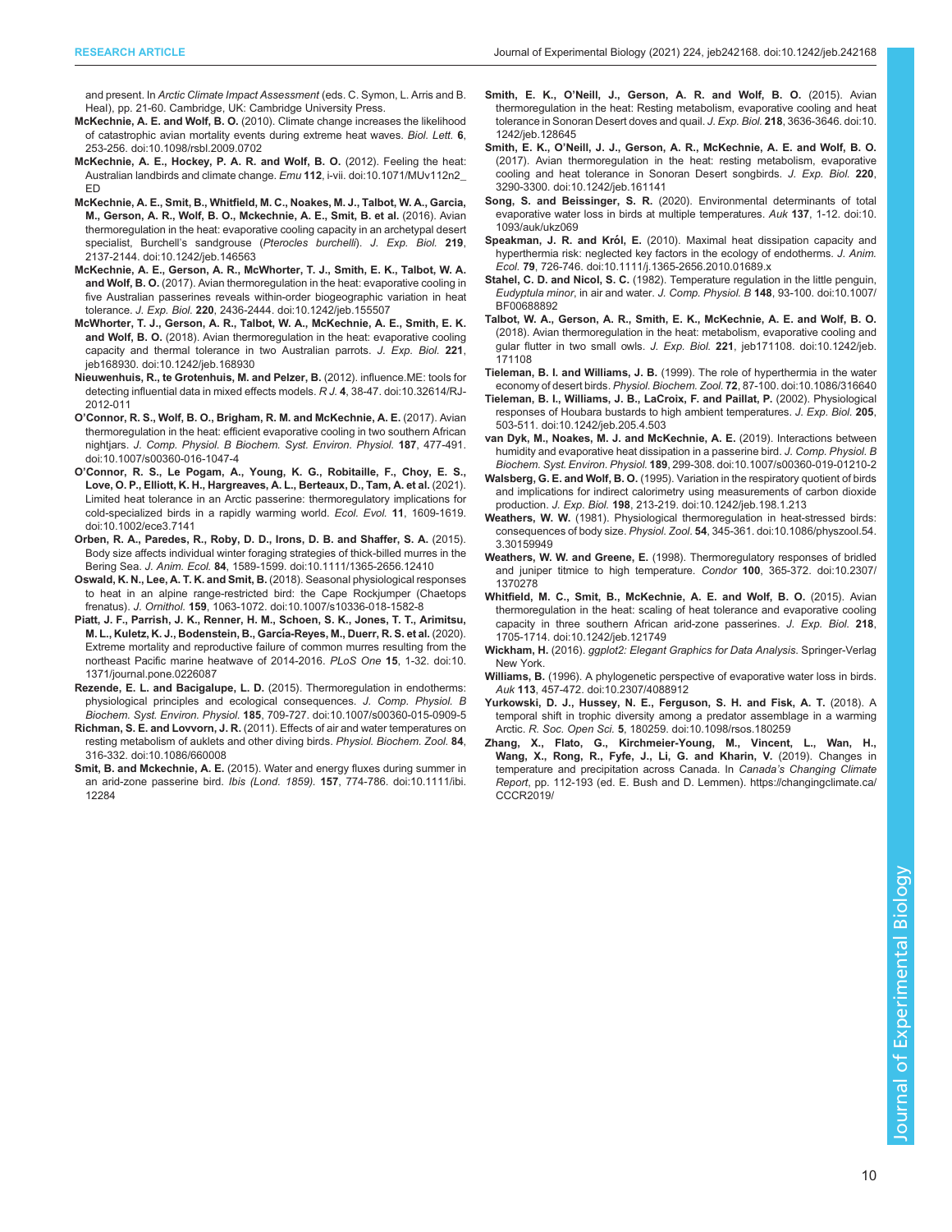and present. In *Arctic Climate Impact Assessment* (eds. C. Symon, L. Arris and B. Heal), pp. 21-60. Cambridge, UK: Cambridge University Press.

**McKechnie, A. E. and Wolf, B. O.** (2010). Climate change increases the likelihood of catastrophic avian mortality events during extreme heat waves. *Biol. Lett.* **6**, 253-256. doi:10.1098/rsbl.2009.0702

**McKechnie, A. E., Hockey, P. A. R. and Wolf, B. O.** (2012). Feeling the heat: Australian landbirds and climate change. *Emu* **112**, i-vii. doi:10.1071/MUv112n2_ED

**McKechnie, A. E., Smit, B., Whitfield, M. C., Noakes, M. J., Talbot, W. A., Garcia, M., Gerson, A. R., Wolf, B. O., Mckechnie, A. E., Smit, B. et al.** (2016). Avian thermoregulation in the heat: evaporative cooling capacity in an archetypal desert specialist, Burchell's sandgrouse (*Pterocles burchelli*). *J. Exp. Biol.* **219**, 2137-2144. doi:10.1242/jeb.146563

**McKechnie, A. E., Gerson, A. R., McWhorter, T. J., Smith, E. K., Talbot, W. A. and Wolf, B. O.** (2017). Avian thermoregulation in the heat: evaporative cooling in five Australian passerines reveals within-order biogeographic variation in heat tolerance. *J. Exp. Biol.* **220**, 2436-2444. doi:10.1242/jeb.155507

**McWhorter, T. J., Gerson, A. R., Talbot, W. A., McKechnie, A. E., Smith, E. K. and Wolf, B. O.** (2018). Avian thermoregulation in the heat: evaporative cooling capacity and thermal tolerance in two Australian parrots. *J. Exp. Biol.* **221**, jeb168930. doi:10.1242/jeb.168930

**Nieuwenhuis, R., te Grotenhuis, M. and Pelzer, B.** (2012). influence.ME: tools for detecting influential data in mixed effects models. *R J.* **4**, 38-47. doi:10.32614/RJ-2012-011

**O'Connor, R. S., Wolf, B. O., Brigham, R. M. and McKechnie, A. E.** (2017). Avian thermoregulation in the heat: efficient evaporative cooling in two southern African nightjars. *J. Comp. Physiol. B Biochem. Syst. Environ. Physiol.* **187**, 477-491. doi:10.1007/s00360-016-1047-4

**O'Connor, R. S., Le Pogam, A., Young, K. G., Robitaille, F., Choy, E. S., Love, O. P., Elliott, K. H., Hargreaves, A. L., Berteaux, D., Tam, A. et al.** (2021). Limited heat tolerance in an Arctic passerine: thermoregulatory implications for cold-specialized birds in a rapidly warming world. *Ecol. Evol.* **11**, 1609-1619. doi:10.1002/ece3.7141

**Orben, R. A., Paredes, R., Roby, D. D., Irons, D. B. and Shaffer, S. A.** (2015). Body size affects individual winter foraging strategies of thick-billed murres in the Bering Sea. *J. Anim. Ecol.* **84**, 1589-1599. doi:10.1111/1365-2656.12410

**Oswald, K. N., Lee, A. T. K. and Smit, B.** (2018). Seasonal physiological responses to heat in an alpine range-restricted bird: the Cape Rockjumper (Chaetops frenatus). *J. Ornithol.* **159**, 1063-1072. doi:10.1007/s10336-018-1582-8

**Piatt, J. F., Parrish, J. K., Renner, H. M., Schoen, S. K., Jones, T. T., Arimitsu, M. L., Kuletz, K. J., Bodenstein, B., García-Reyes, M., Duerr, R. S. et al.** (2020). Extreme mortality and reproductive failure of common murres resulting from the northeast Pacific marine heatwave of 2014-2016. *PLoS One* **15**, 1-32. doi:10.1371/journal.pone.0226087

**Rezende, E. L. and Bacigalupe, L. D.** (2015). Thermoregulation in endotherms: physiological principles and ecological consequences. *J. Comp. Physiol. B Biochem. Syst. Environ. Physiol.* **185**, 709-727. doi:10.1007/s00360-015-0909-5

**Richman, S. E. and Lovvorn, J. R.** (2011). Effects of air and water temperatures on resting metabolism of auklets and other diving birds. *Physiol. Biochem. Zool.* **84**, 316-332. doi:10.1086/660008

**Smit, B. and Mckechnie, A. E.** (2015). Water and energy fluxes during summer in an arid-zone passerine bird. *Ibis (Lond. 1859).* **157**, 774-786. doi:10.1111/ibi.12284

**Smith, E. K., O'Neill, J., Gerson, A. R. and Wolf, B. O.** (2015). Avian thermoregulation in the heat: Resting metabolism, evaporative cooling and heat tolerance in Sonoran Desert doves and quail. *J. Exp. Biol.* **218**, 3636-3646. doi:10.1242/jeb.128645

**Smith, E. K., O'Neill, J. J., Gerson, A. R., McKechnie, A. E. and Wolf, B. O.** (2017). Avian thermoregulation in the heat: resting metabolism, evaporative cooling and heat tolerance in Sonoran Desert songbirds. *J. Exp. Biol.* **220**, 3290-3300. doi:10.1242/jeb.161141

**Song, S. and Beissinger, S. R.** (2020). Environmental determinants of total evaporative water loss in birds at multiple temperatures. *Auk* **137**, 1-12. doi:10.1093/auk/ukz069

**Speakman, J. R. and Król, E.** (2010). Maximal heat dissipation capacity and hyperthermia risk: neglected key factors in the ecology of endotherms. *J. Anim. Ecol.* **79**, 726-746. doi:10.1111/j.1365-2656.2010.01689.x

**Stahel, C. D. and Nicol, S. C.** (1982). Temperature regulation in the little penguin, *Eudyptula minor*, in air and water. *J. Comp. Physiol. B* **148**, 93-100. doi:10.1007/BF00688892

**Talbot, W. A., Gerson, A. R., Smith, E. K., McKechnie, A. E. and Wolf, B. O.** (2018). Avian thermoregulation in the heat: metabolism, evaporative cooling and gular flutter in two small owls. *J. Exp. Biol.* **221**, jeb171108. doi:10.1242/jeb.171108

**Tieleman, B. I. and Williams, J. B.** (1999). The role of hyperthermia in the water economy of desert birds. *Physiol. Biochem. Zool.* **72**, 87-100. doi:10.1086/316640

**Tieleman, B. I., Williams, J. B., LaCroix, F. and Paillat, P.** (2002). Physiological responses of Houbara bustards to high ambient temperatures. *J. Exp. Biol.* **205**, 503-511. doi:10.1242/jeb.205.4.503

**van Dyk, M., Noakes, M. J. and McKechnie, A. E.** (2019). Interactions between humidity and evaporative heat dissipation in a passerine bird. *J. Comp. Physiol. B Biochem. Syst. Environ. Physiol.* **189**, 299-308. doi:10.1007/s00360-019-01210-2

**Walsberg, G. E. and Wolf, B. O.** (1995). Variation in the respiratory quotient of birds and implications for indirect calorimetry using measurements of carbon dioxide production. *J. Exp. Biol.* **198**, 213-219. doi:10.1242/jeb.198.1.213

**Weathers, W. W.** (1981). Physiological thermoregulation in heat-stressed birds: consequences of body size. *Physiol. Zool.* **54**, 345-361. doi:10.1086/physzool.54.3.30159949

**Weathers, W. W. and Greene, E.** (1998). Thermoregulatory responses of bridled and juniper titmice to high temperature. *Condor* **100**, 365-372. doi:10.2307/1370278

**Whitfield, M. C., Smit, B., McKechnie, A. E. and Wolf, B. O.** (2015). Avian thermoregulation in the heat: scaling of heat tolerance and evaporative cooling capacity in three southern African arid-zone passerines. *J. Exp. Biol.* **218**, 1705-1714. doi:10.1242/jeb.121749

**Wickham, H.** (2016). *ggplot2: Elegant Graphics for Data Analysis*. Springer-Verlag New York.

**Williams, B.** (1996). A phylogenetic perspective of evaporative water loss in birds. *Auk* **113**, 457-472. doi:10.2307/4088912

**Yurkowski, D. J., Hussey, N. E., Ferguson, S. H. and Fisk, A. T.** (2018). A temporal shift in trophic diversity among a predator assemblage in a warming Arctic. *R. Soc. Open Sci.* **5**, 180259. doi:10.1098/rsos.180259

**Zhang, X., Flato, G., Kirchmeier-Young, M., Vincent, L., Wan, H., Wang, X., Rong, R., Fyfe, J., Li, G. and Kharin, V.** (2019). Changes in temperature and precipitation across Canada. In *Canada's Changing Climate Report*, pp. 112-193 (ed. E. Bush and D. Lemmen). https://changingclimate.ca/CCCR2019/